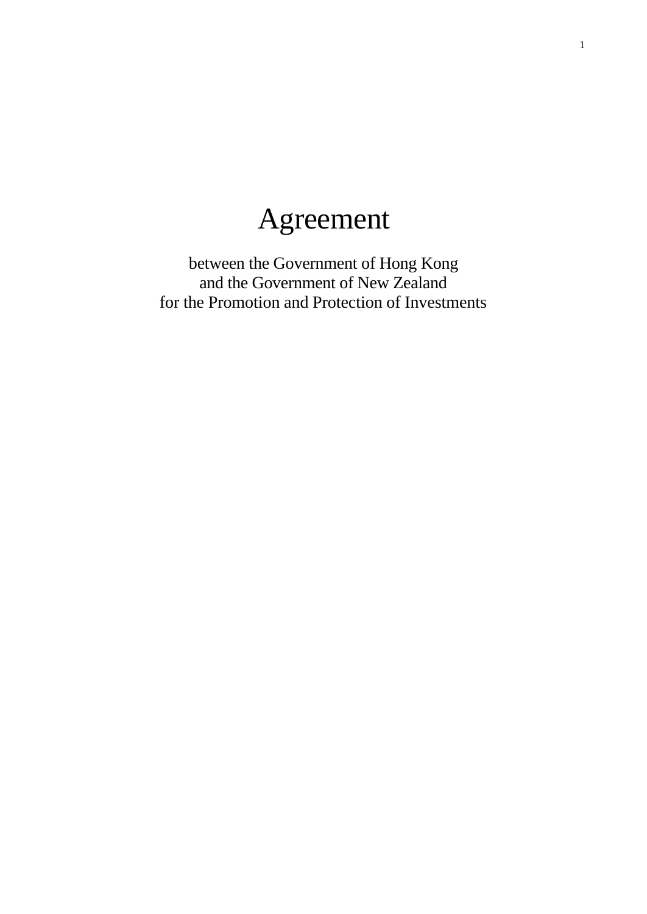# Agreement

between the Government of Hong Kong
and the Government of New Zealand
for the Promotion and Protection of Investments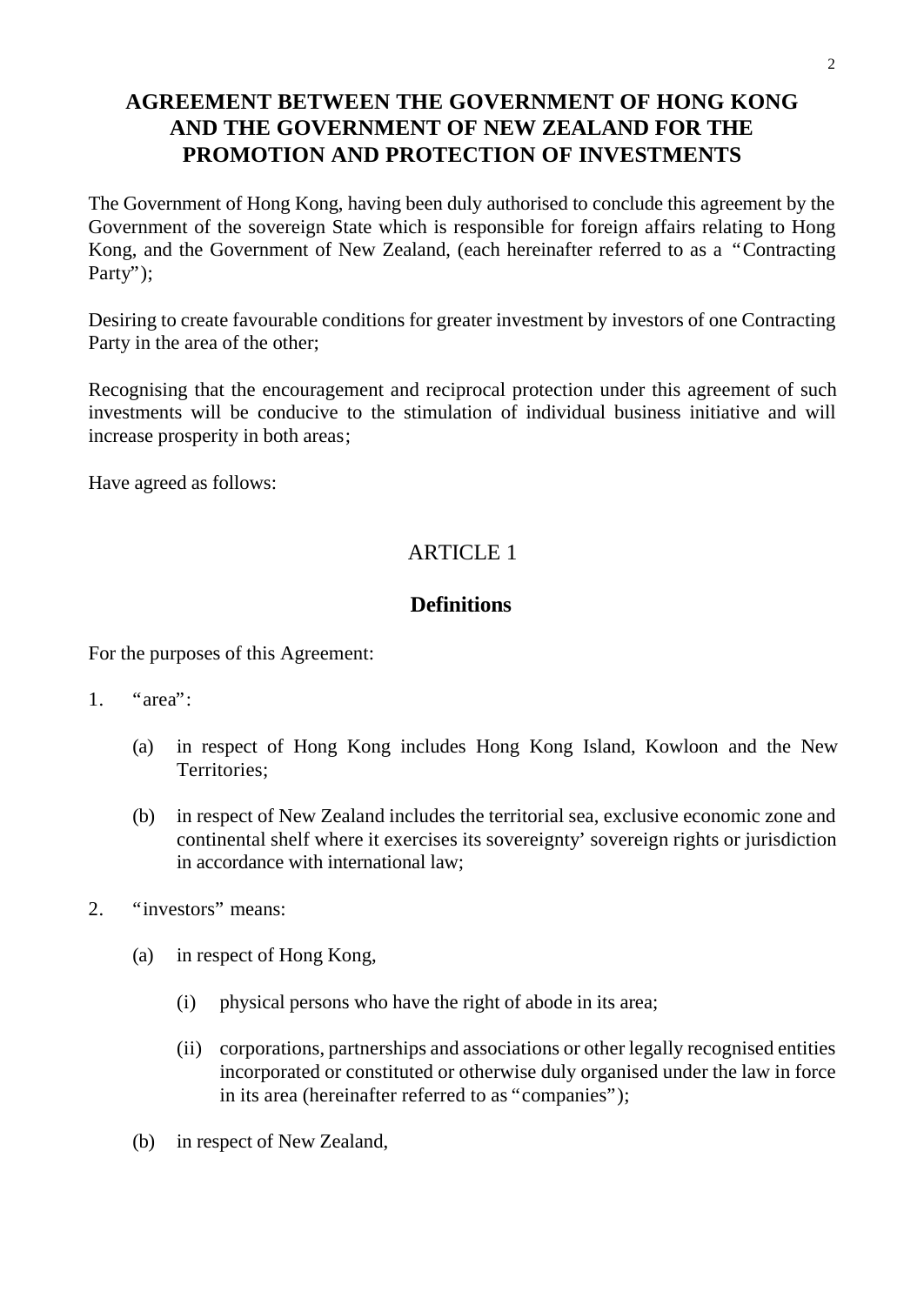# AGREEMENT BETWEEN THE GOVERNMENT OF HONG KONG AND THE GOVERNMENT OF NEW ZEALAND FOR THE PROMOTION AND PROTECTION OF INVESTMENTS

The Government of Hong Kong, having been duly authorised to conclude this agreement by the Government of the sovereign State which is responsible for foreign affairs relating to Hong Kong, and the Government of New Zealand, (each hereinafter referred to as a "Contracting Party");

Desiring to create favourable conditions for greater investment by investors of one Contracting Party in the area of the other;

Recognising that the encouragement and reciprocal protection under this agreement of such investments will be conducive to the stimulation of individual business initiative and will increase prosperity in both areas;

Have agreed as follows:

## ARTICLE 1

### Definitions

For the purposes of this Agreement:

1. "area":

   (a) in respect of Hong Kong includes Hong Kong Island, Kowloon and the New Territories;

   (b) in respect of New Zealand includes the territorial sea, exclusive economic zone and continental shelf where it exercises its sovereignty' sovereign rights or jurisdiction in accordance with international law;

2. "investors" means:

   (a) in respect of Hong Kong,

      (i) physical persons who have the right of abode in its area;

      (ii) corporations, partnerships and associations or other legally recognised entities incorporated or constituted or otherwise duly organised under the law in force in its area (hereinafter referred to as "companies");

   (b) in respect of New Zealand,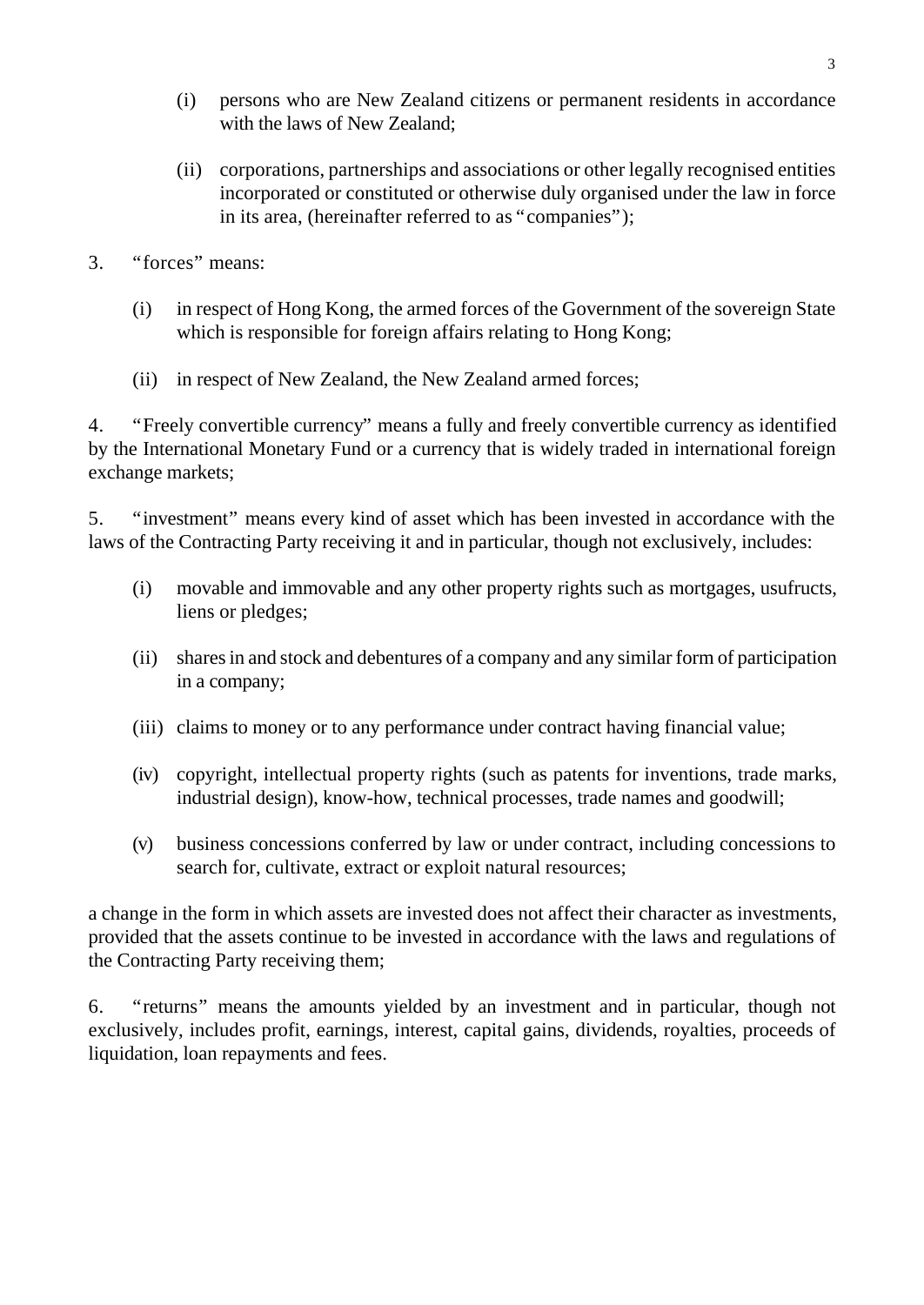(i) persons who are New Zealand citizens or permanent residents in accordance with the laws of New Zealand;

(ii) corporations, partnerships and associations or other legally recognised entities incorporated or constituted or otherwise duly organised under the law in force in its area, (hereinafter referred to as "companies");

3. "forces" means:

(i) in respect of Hong Kong, the armed forces of the Government of the sovereign State which is responsible for foreign affairs relating to Hong Kong;

(ii) in respect of New Zealand, the New Zealand armed forces;

4. "Freely convertible currency" means a fully and freely convertible currency as identified by the International Monetary Fund or a currency that is widely traded in international foreign exchange markets;

5. "investment" means every kind of asset which has been invested in accordance with the laws of the Contracting Party receiving it and in particular, though not exclusively, includes:

(i) movable and immovable and any other property rights such as mortgages, usufructs, liens or pledges;

(ii) shares in and stock and debentures of a company and any similar form of participation in a company;

(iii) claims to money or to any performance under contract having financial value;

(iv) copyright, intellectual property rights (such as patents for inventions, trade marks, industrial design), know-how, technical processes, trade names and goodwill;

(v) business concessions conferred by law or under contract, including concessions to search for, cultivate, extract or exploit natural resources;

a change in the form in which assets are invested does not affect their character as investments, provided that the assets continue to be invested in accordance with the laws and regulations of the Contracting Party receiving them;

6. "returns" means the amounts yielded by an investment and in particular, though not exclusively, includes profit, earnings, interest, capital gains, dividends, royalties, proceeds of liquidation, loan repayments and fees.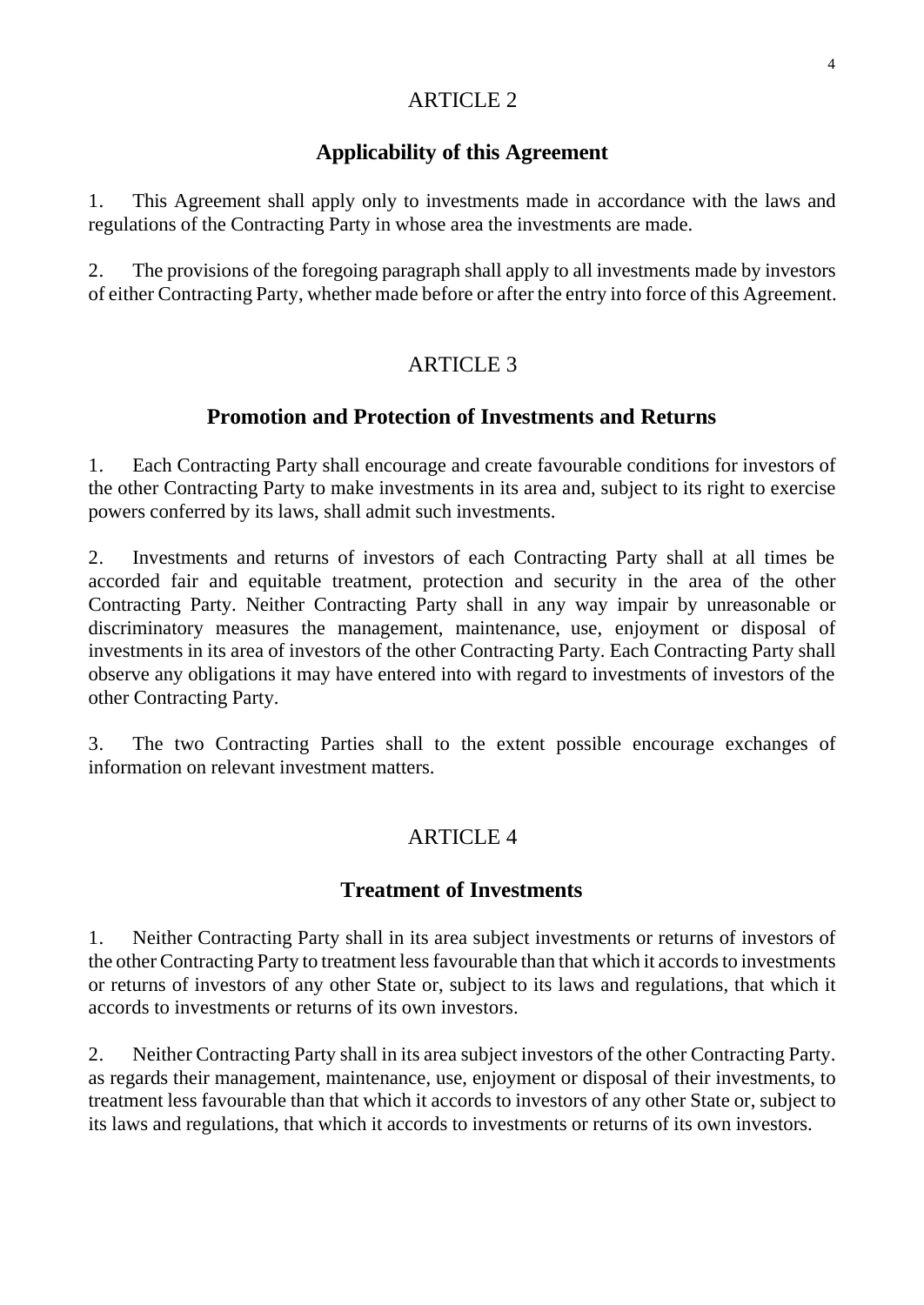## ARTICLE 2

### Applicability of this Agreement

1. This Agreement shall apply only to investments made in accordance with the laws and regulations of the Contracting Party in whose area the investments are made.

2. The provisions of the foregoing paragraph shall apply to all investments made by investors of either Contracting Party, whether made before or after the entry into force of this Agreement.

## ARTICLE 3

### Promotion and Protection of Investments and Returns

1. Each Contracting Party shall encourage and create favourable conditions for investors of the other Contracting Party to make investments in its area and, subject to its right to exercise powers conferred by its laws, shall admit such investments.

2. Investments and returns of investors of each Contracting Party shall at all times be accorded fair and equitable treatment, protection and security in the area of the other Contracting Party. Neither Contracting Party shall in any way impair by unreasonable or discriminatory measures the management, maintenance, use, enjoyment or disposal of investments in its area of investors of the other Contracting Party. Each Contracting Party shall observe any obligations it may have entered into with regard to investments of investors of the other Contracting Party.

3. The two Contracting Parties shall to the extent possible encourage exchanges of information on relevant investment matters.

## ARTICLE 4

### Treatment of Investments

1. Neither Contracting Party shall in its area subject investments or returns of investors of the other Contracting Party to treatment less favourable than that which it accords to investments or returns of investors of any other State or, subject to its laws and regulations, that which it accords to investments or returns of its own investors.

2. Neither Contracting Party shall in its area subject investors of the other Contracting Party. as regards their management, maintenance, use, enjoyment or disposal of their investments, to treatment less favourable than that which it accords to investors of any other State or, subject to its laws and regulations, that which it accords to investments or returns of its own investors.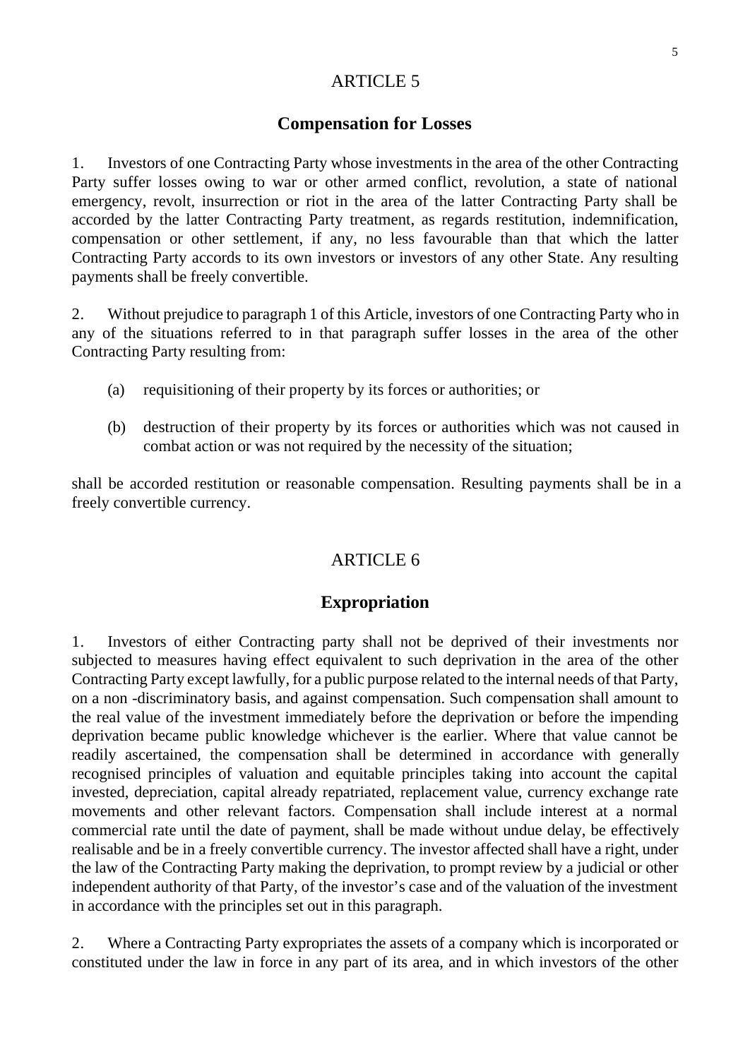## ARTICLE 5

## Compensation for Losses

1. Investors of one Contracting Party whose investments in the area of the other Contracting Party suffer losses owing to war or other armed conflict, revolution, a state of national emergency, revolt, insurrection or riot in the area of the latter Contracting Party shall be accorded by the latter Contracting Party treatment, as regards restitution, indemnification, compensation or other settlement, if any, no less favourable than that which the latter Contracting Party accords to its own investors or investors of any other State. Any resulting payments shall be freely convertible.

2. Without prejudice to paragraph 1 of this Article, investors of one Contracting Party who in any of the situations referred to in that paragraph suffer losses in the area of the other Contracting Party resulting from:

(a) requisitioning of their property by its forces or authorities; or

(b) destruction of their property by its forces or authorities which was not caused in combat action or was not required by the necessity of the situation;

shall be accorded restitution or reasonable compensation. Resulting payments shall be in a freely convertible currency.

## ARTICLE 6

## Expropriation

1. Investors of either Contracting party shall not be deprived of their investments nor subjected to measures having effect equivalent to such deprivation in the area of the other Contracting Party except lawfully, for a public purpose related to the internal needs of that Party, on a non -discriminatory basis, and against compensation. Such compensation shall amount to the real value of the investment immediately before the deprivation or before the impending deprivation became public knowledge whichever is the earlier. Where that value cannot be readily ascertained, the compensation shall be determined in accordance with generally recognised principles of valuation and equitable principles taking into account the capital invested, depreciation, capital already repatriated, replacement value, currency exchange rate movements and other relevant factors. Compensation shall include interest at a normal commercial rate until the date of payment, shall be made without undue delay, be effectively realisable and be in a freely convertible currency. The investor affected shall have a right, under the law of the Contracting Party making the deprivation, to prompt review by a judicial or other independent authority of that Party, of the investor's case and of the valuation of the investment in accordance with the principles set out in this paragraph.

2. Where a Contracting Party expropriates the assets of a company which is incorporated or constituted under the law in force in any part of its area, and in which investors of the other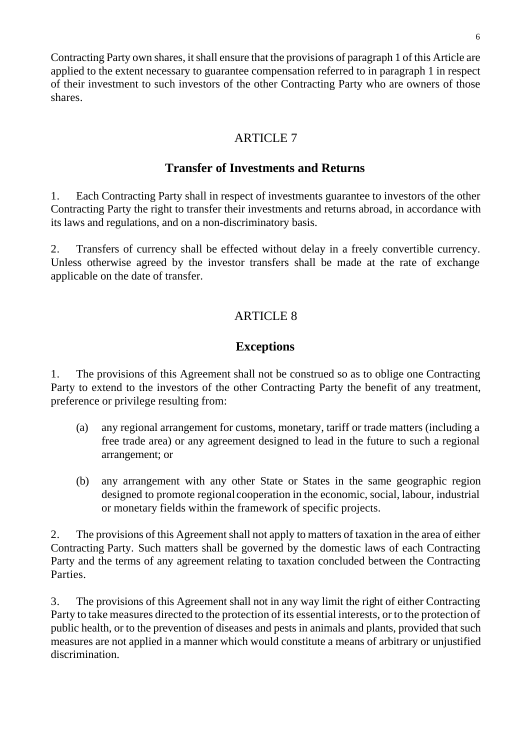Contracting Party own shares, it shall ensure that the provisions of paragraph 1 of this Article are applied to the extent necessary to guarantee compensation referred to in paragraph 1 in respect of their investment to such investors of the other Contracting Party who are owners of those shares.

## ARTICLE 7

### Transfer of Investments and Returns

1. Each Contracting Party shall in respect of investments guarantee to investors of the other Contracting Party the right to transfer their investments and returns abroad, in accordance with its laws and regulations, and on a non-discriminatory basis.

2. Transfers of currency shall be effected without delay in a freely convertible currency. Unless otherwise agreed by the investor transfers shall be made at the rate of exchange applicable on the date of transfer.

## ARTICLE 8

### Exceptions

1. The provisions of this Agreement shall not be construed so as to oblige one Contracting Party to extend to the investors of the other Contracting Party the benefit of any treatment, preference or privilege resulting from:

   (a) any regional arrangement for customs, monetary, tariff or trade matters (including a free trade area) or any agreement designed to lead in the future to such a regional arrangement; or

   (b) any arrangement with any other State or States in the same geographic region designed to promote regional cooperation in the economic, social, labour, industrial or monetary fields within the framework of specific projects.

2. The provisions of this Agreement shall not apply to matters of taxation in the area of either Contracting Party. Such matters shall be governed by the domestic laws of each Contracting Party and the terms of any agreement relating to taxation concluded between the Contracting Parties.

3. The provisions of this Agreement shall not in any way limit the right of either Contracting Party to take measures directed to the protection of its essential interests, or to the protection of public health, or to the prevention of diseases and pests in animals and plants, provided that such measures are not applied in a manner which would constitute a means of arbitrary or unjustified discrimination.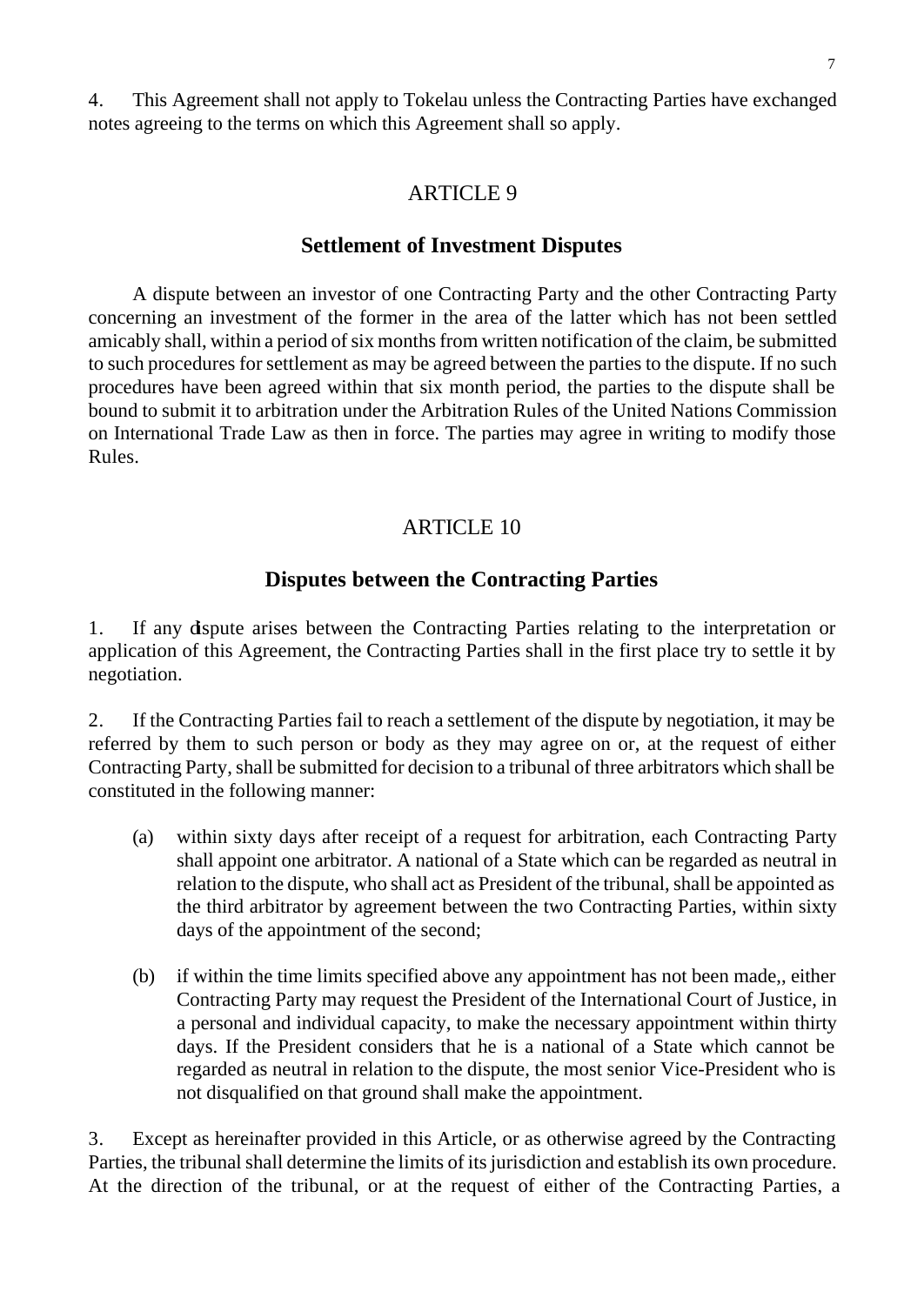4. This Agreement shall not apply to Tokelau unless the Contracting Parties have exchanged notes agreeing to the terms on which this Agreement shall so apply.

## ARTICLE 9

### Settlement of Investment Disputes

A dispute between an investor of one Contracting Party and the other Contracting Party concerning an investment of the former in the area of the latter which has not been settled amicably shall, within a period of six months from written notification of the claim, be submitted to such procedures for settlement as may be agreed between the parties to the dispute. If no such procedures have been agreed within that six month period, the parties to the dispute shall be bound to submit it to arbitration under the Arbitration Rules of the United Nations Commission on International Trade Law as then in force. The parties may agree in writing to modify those Rules.

## ARTICLE 10

### Disputes between the Contracting Parties

1. If any dispute arises between the Contracting Parties relating to the interpretation or application of this Agreement, the Contracting Parties shall in the first place try to settle it by negotiation.

2. If the Contracting Parties fail to reach a settlement of the dispute by negotiation, it may be referred by them to such person or body as they may agree on or, at the request of either Contracting Party, shall be submitted for decision to a tribunal of three arbitrators which shall be constituted in the following manner:

(a) within sixty days after receipt of a request for arbitration, each Contracting Party shall appoint one arbitrator. A national of a State which can be regarded as neutral in relation to the dispute, who shall act as President of the tribunal, shall be appointed as the third arbitrator by agreement between the two Contracting Parties, within sixty days of the appointment of the second;

(b) if within the time limits specified above any appointment has not been made,, either Contracting Party may request the President of the International Court of Justice, in a personal and individual capacity, to make the necessary appointment within thirty days. If the President considers that he is a national of a State which cannot be regarded as neutral in relation to the dispute, the most senior Vice-President who is not disqualified on that ground shall make the appointment.

3. Except as hereinafter provided in this Article, or as otherwise agreed by the Contracting Parties, the tribunal shall determine the limits of its jurisdiction and establish its own procedure. At the direction of the tribunal, or at the request of either of the Contracting Parties, a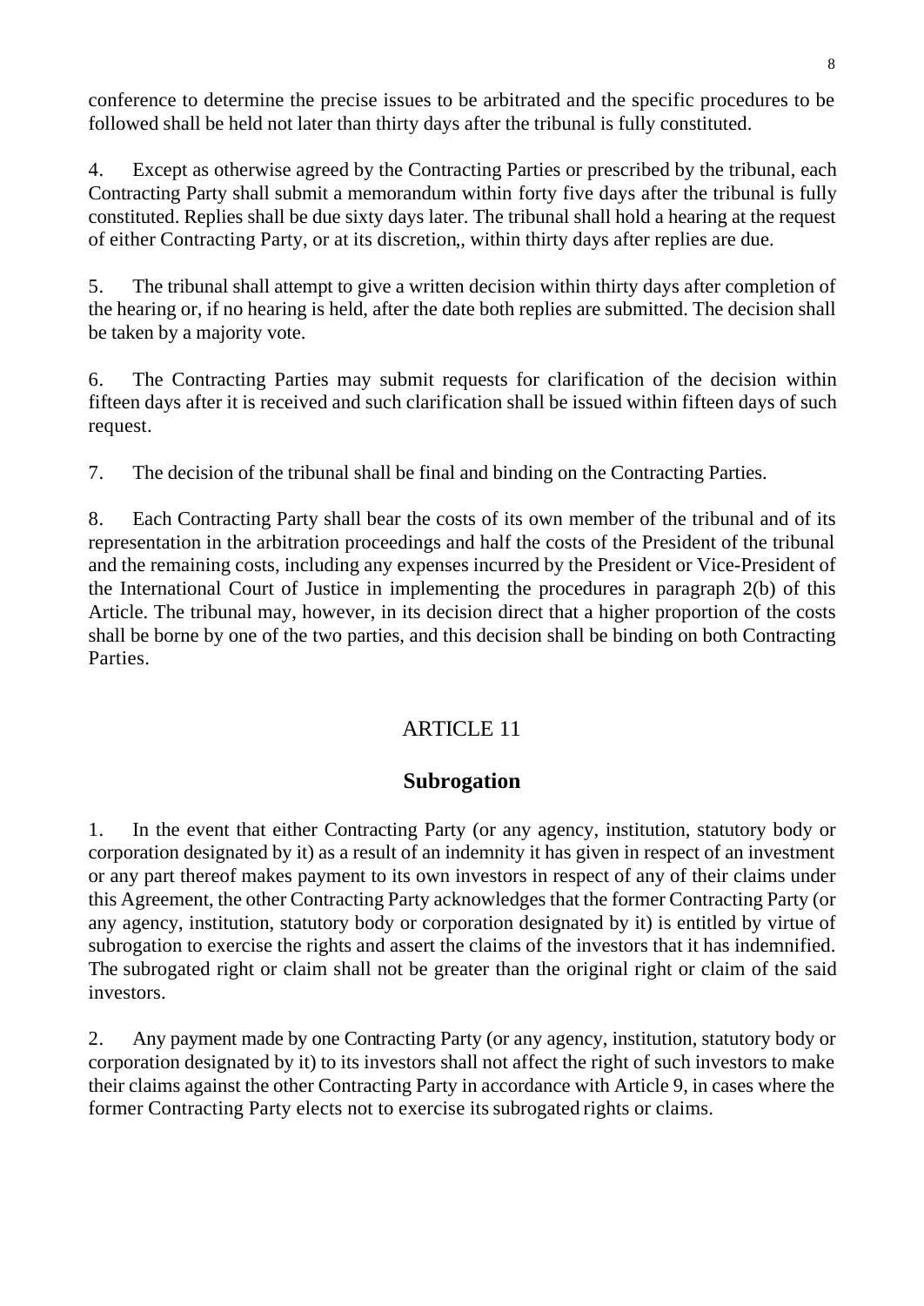conference to determine the precise issues to be arbitrated and the specific procedures to be followed shall be held not later than thirty days after the tribunal is fully constituted.

4. Except as otherwise agreed by the Contracting Parties or prescribed by the tribunal, each Contracting Party shall submit a memorandum within forty five days after the tribunal is fully constituted. Replies shall be due sixty days later. The tribunal shall hold a hearing at the request of either Contracting Party, or at its discretion,, within thirty days after replies are due.

5. The tribunal shall attempt to give a written decision within thirty days after completion of the hearing or, if no hearing is held, after the date both replies are submitted. The decision shall be taken by a majority vote.

6. The Contracting Parties may submit requests for clarification of the decision within fifteen days after it is received and such clarification shall be issued within fifteen days of such request.

7. The decision of the tribunal shall be final and binding on the Contracting Parties.

8. Each Contracting Party shall bear the costs of its own member of the tribunal and of its representation in the arbitration proceedings and half the costs of the President of the tribunal and the remaining costs, including any expenses incurred by the President or Vice-President of the International Court of Justice in implementing the procedures in paragraph 2(b) of this Article. The tribunal may, however, in its decision direct that a higher proportion of the costs shall be borne by one of the two parties, and this decision shall be binding on both Contracting Parties.

## ARTICLE 11

## Subrogation

1. In the event that either Contracting Party (or any agency, institution, statutory body or corporation designated by it) as a result of an indemnity it has given in respect of an investment or any part thereof makes payment to its own investors in respect of any of their claims under this Agreement, the other Contracting Party acknowledges that the former Contracting Party (or any agency, institution, statutory body or corporation designated by it) is entitled by virtue of subrogation to exercise the rights and assert the claims of the investors that it has indemnified. The subrogated right or claim shall not be greater than the original right or claim of the said investors.

2. Any payment made by one Contracting Party (or any agency, institution, statutory body or corporation designated by it) to its investors shall not affect the right of such investors to make their claims against the other Contracting Party in accordance with Article 9, in cases where the former Contracting Party elects not to exercise its subrogated rights or claims.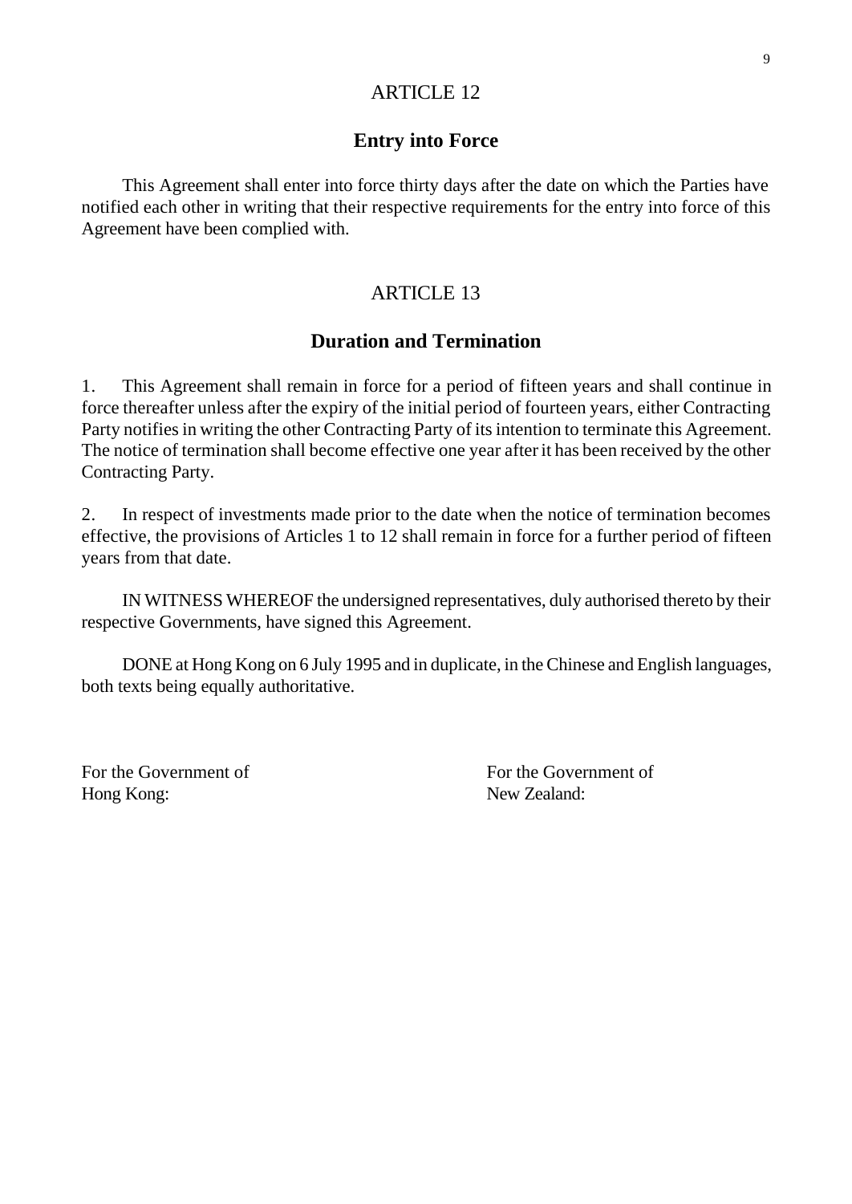## ARTICLE 12

### Entry into Force

This Agreement shall enter into force thirty days after the date on which the Parties have notified each other in writing that their respective requirements for the entry into force of this Agreement have been complied with.

## ARTICLE 13

### Duration and Termination

1. This Agreement shall remain in force for a period of fifteen years and shall continue in force thereafter unless after the expiry of the initial period of fourteen years, either Contracting Party notifies in writing the other Contracting Party of its intention to terminate this Agreement. The notice of termination shall become effective one year after it has been received by the other Contracting Party.

2. In respect of investments made prior to the date when the notice of termination becomes effective, the provisions of Articles 1 to 12 shall remain in force for a further period of fifteen years from that date.

IN WITNESS WHEREOF the undersigned representatives, duly authorised thereto by their respective Governments, have signed this Agreement.

DONE at Hong Kong on 6 July 1995 and in duplicate, in the Chinese and English languages, both texts being equally authoritative.

For the Government of
Hong Kong:

For the Government of
New Zealand: